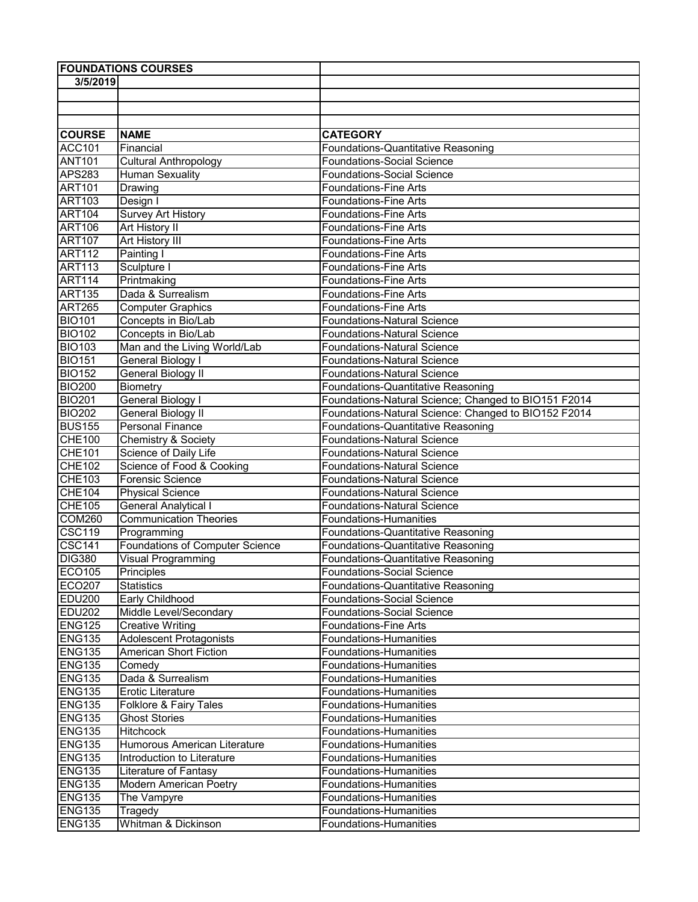## FOUNDATIONS COURSES

3/5/2019

| COURSE | NAME | CATEGORY |
|---|---|---|
| ACC101 | Financial | Foundations-Quantitative Reasoning |
| ANT101 | Cultural Anthropology | Foundations-Social Science |
| APS283 | Human Sexuality | Foundations-Social Science |
| ART101 | Drawing | Foundations-Fine Arts |
| ART103 | Design I | Foundations-Fine Arts |
| ART104 | Survey Art History | Foundations-Fine Arts |
| ART106 | Art History II | Foundations-Fine Arts |
| ART107 | Art History III | Foundations-Fine Arts |
| ART112 | Painting I | Foundations-Fine Arts |
| ART113 | Sculpture I | Foundations-Fine Arts |
| ART114 | Printmaking | Foundations-Fine Arts |
| ART135 | Dada & Surrealism | Foundations-Fine Arts |
| ART265 | Computer Graphics | Foundations-Fine Arts |
| BIO101 | Concepts in Bio/Lab | Foundations-Natural Science |
| BIO102 | Concepts in Bio/Lab | Foundations-Natural Science |
| BIO103 | Man and the Living World/Lab | Foundations-Natural Science |
| BIO151 | General Biology I | Foundations-Natural Science |
| BIO152 | General Biology II | Foundations-Natural Science |
| BIO200 | Biometry | Foundations-Quantitative Reasoning |
| BIO201 | General Biology I | Foundations-Natural Science; Changed to BIO151 F2014 |
| BIO202 | General Biology II | Foundations-Natural Science: Changed to BIO152 F2014 |
| BUS155 | Personal Finance | Foundations-Quantitative Reasoning |
| CHE100 | Chemistry & Society | Foundations-Natural Science |
| CHE101 | Science of Daily Life | Foundations-Natural Science |
| CHE102 | Science of Food & Cooking | Foundations-Natural Science |
| CHE103 | Forensic Science | Foundations-Natural Science |
| CHE104 | Physical Science | Foundations-Natural Science |
| CHE105 | General Analytical I | Foundations-Natural Science |
| COM260 | Communication Theories | Foundations-Humanities |
| CSC119 | Programming | Foundations-Quantitative Reasoning |
| CSC141 | Foundations of Computer Science | Foundations-Quantitative Reasoning |
| DIG380 | Visual Programming | Foundations-Quantitative Reasoning |
| ECO105 | Principles | Foundations-Social Science |
| ECO207 | Statistics | Foundations-Quantitative Reasoning |
| EDU200 | Early Childhood | Foundations-Social Science |
| EDU202 | Middle Level/Secondary | Foundations-Social Science |
| ENG125 | Creative Writing | Foundations-Fine Arts |
| ENG135 | Adolescent Protagonists | Foundations-Humanities |
| ENG135 | American Short Fiction | Foundations-Humanities |
| ENG135 | Comedy | Foundations-Humanities |
| ENG135 | Dada & Surrealism | Foundations-Humanities |
| ENG135 | Erotic Literature | Foundations-Humanities |
| ENG135 | Folklore & Fairy Tales | Foundations-Humanities |
| ENG135 | Ghost Stories | Foundations-Humanities |
| ENG135 | Hitchcock | Foundations-Humanities |
| ENG135 | Humorous American Literature | Foundations-Humanities |
| ENG135 | Introduction to Literature | Foundations-Humanities |
| ENG135 | Literature of Fantasy | Foundations-Humanities |
| ENG135 | Modern American Poetry | Foundations-Humanities |
| ENG135 | The Vampyre | Foundations-Humanities |
| ENG135 | Tragedy | Foundations-Humanities |
| ENG135 | Whitman & Dickinson | Foundations-Humanities |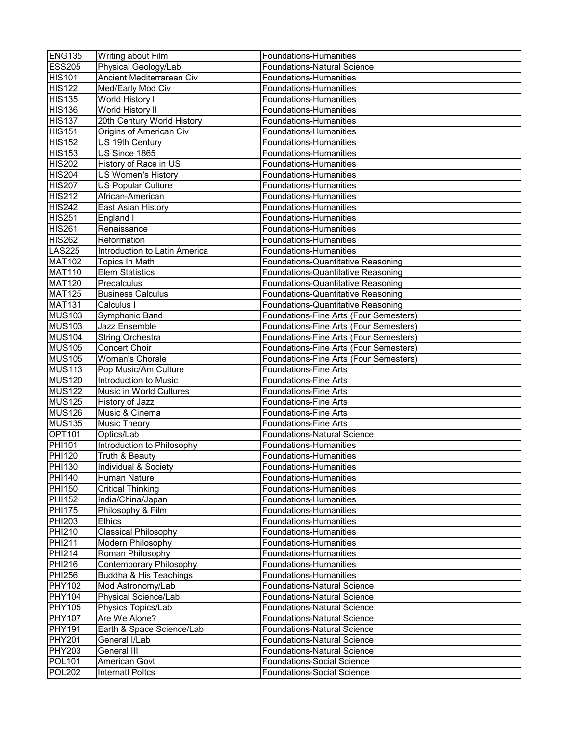| ENG135 | Writing about Film | Foundations-Humanities |
|---|---|---|
| ESS205 | Physical Geology/Lab | Foundations-Natural Science |
| HIS101 | Ancient Mediterrarean Civ | Foundations-Humanities |
| HIS122 | Med/Early Mod Civ | Foundations-Humanities |
| HIS135 | World History I | Foundations-Humanities |
| HIS136 | World History II | Foundations-Humanities |
| HIS137 | 20th Century World History | Foundations-Humanities |
| HIS151 | Origins of American Civ | Foundations-Humanities |
| HIS152 | US 19th Century | Foundations-Humanities |
| HIS153 | US Since 1865 | Foundations-Humanities |
| HIS202 | History of Race in US | Foundations-Humanities |
| HIS204 | US Women's History | Foundations-Humanities |
| HIS207 | US Popular Culture | Foundations-Humanities |
| HIS212 | African-American | Foundations-Humanities |
| HIS242 | East Asian History | Foundations-Humanities |
| HIS251 | England I | Foundations-Humanities |
| HIS261 | Renaissance | Foundations-Humanities |
| HIS262 | Reformation | Foundations-Humanities |
| LAS225 | Introduction to Latin America | Foundations-Humanities |
| MAT102 | Topics In Math | Foundations-Quantitative Reasoning |
| MAT110 | Elem Statistics | Foundations-Quantitative Reasoning |
| MAT120 | Precalculus | Foundations-Quantitative Reasoning |
| MAT125 | Business Calculus | Foundations-Quantitative Reasoning |
| MAT131 | Calculus I | Foundations-Quantitative Reasoning |
| MUS103 | Symphonic Band | Foundations-Fine Arts (Four Semesters) |
| MUS103 | Jazz Ensemble | Foundations-Fine Arts (Four Semesters) |
| MUS104 | String Orchestra | Foundations-Fine Arts (Four Semesters) |
| MUS105 | Concert Choir | Foundations-Fine Arts (Four Semesters) |
| MUS105 | Woman's Chorale | Foundations-Fine Arts (Four Semesters) |
| MUS113 | Pop Music/Am Culture | Foundations-Fine Arts |
| MUS120 | Introduction to Music | Foundations-Fine Arts |
| MUS122 | Music in World Cultures | Foundations-Fine Arts |
| MUS125 | History of Jazz | Foundations-Fine Arts |
| MUS126 | Music & Cinema | Foundations-Fine Arts |
| MUS135 | Music Theory | Foundations-Fine Arts |
| OPT101 | Optics/Lab | Foundations-Natural Science |
| PHI101 | Introduction to Philosophy | Foundations-Humanities |
| PHI120 | Truth & Beauty | Foundations-Humanities |
| PHI130 | Individual & Society | Foundations-Humanities |
| PHI140 | Human Nature | Foundations-Humanities |
| PHI150 | Critical Thinking | Foundations-Humanities |
| PHI152 | India/China/Japan | Foundations-Humanities |
| PHI175 | Philosophy & Film | Foundations-Humanities |
| PHI203 | Ethics | Foundations-Humanities |
| PHI210 | Classical Philosophy | Foundations-Humanities |
| PHI211 | Modern Philosophy | Foundations-Humanities |
| PHI214 | Roman Philosophy | Foundations-Humanities |
| PHI216 | Contemporary Philosophy | Foundations-Humanities |
| PHI256 | Buddha & His Teachings | Foundations-Humanities |
| PHY102 | Mod Astronomy/Lab | Foundations-Natural Science |
| PHY104 | Physical Science/Lab | Foundations-Natural Science |
| PHY105 | Physics Topics/Lab | Foundations-Natural Science |
| PHY107 | Are We Alone? | Foundations-Natural Science |
| PHY191 | Earth & Space Science/Lab | Foundations-Natural Science |
| PHY201 | General I/Lab | Foundations-Natural Science |
| PHY203 | General III | Foundations-Natural Science |
| POL101 | American Govt | Foundations-Social Science |
| POL202 | Internatl Poltcs | Foundations-Social Science |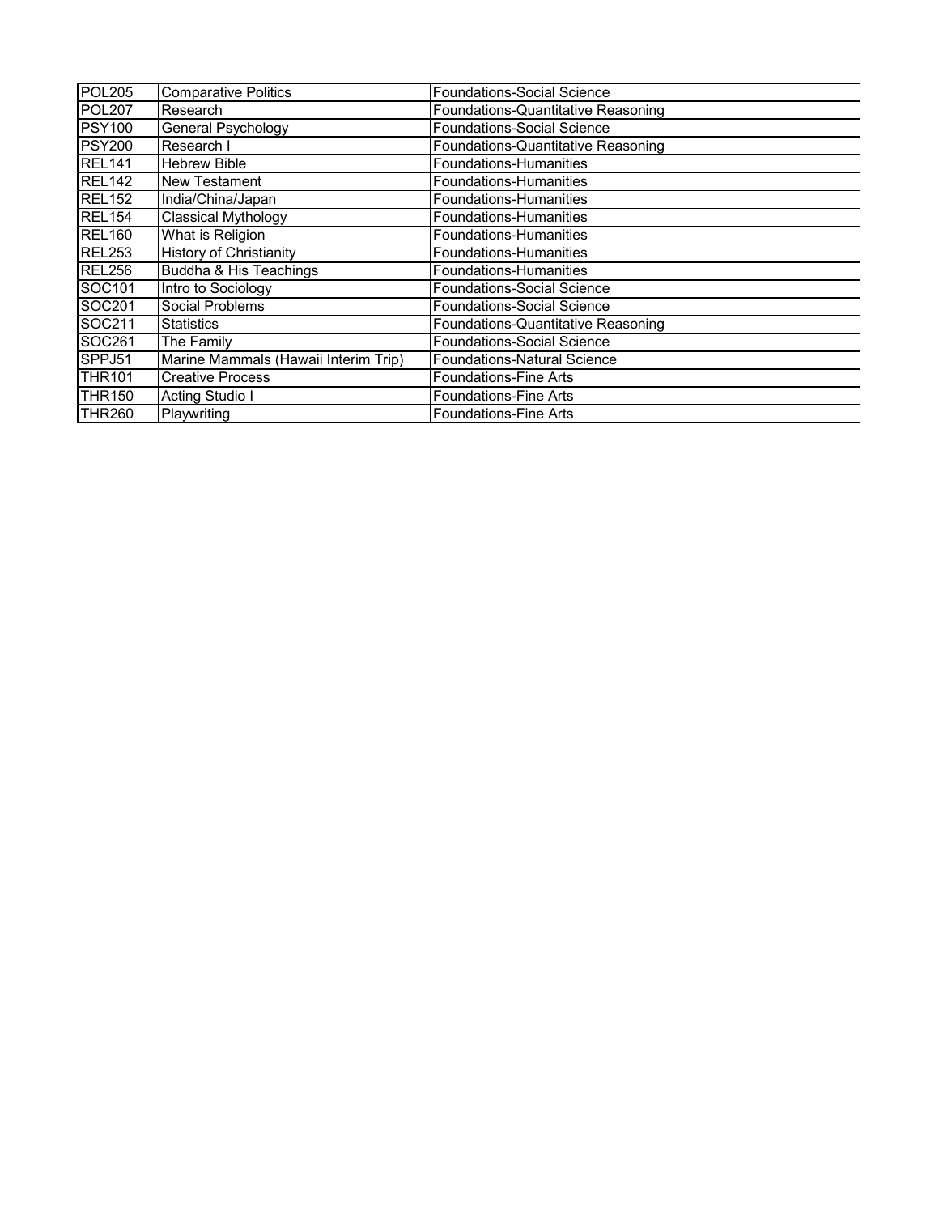| | | |
|---|---|---|
| POL205 | Comparative Politics | Foundations-Social Science |
| POL207 | Research | Foundations-Quantitative Reasoning |
| PSY100 | General Psychology | Foundations-Social Science |
| PSY200 | Research I | Foundations-Quantitative Reasoning |
| REL141 | Hebrew Bible | Foundations-Humanities |
| REL142 | New Testament | Foundations-Humanities |
| REL152 | India/China/Japan | Foundations-Humanities |
| REL154 | Classical Mythology | Foundations-Humanities |
| REL160 | What is Religion | Foundations-Humanities |
| REL253 | History of Christianity | Foundations-Humanities |
| REL256 | Buddha & His Teachings | Foundations-Humanities |
| SOC101 | Intro to Sociology | Foundations-Social Science |
| SOC201 | Social Problems | Foundations-Social Science |
| SOC211 | Statistics | Foundations-Quantitative Reasoning |
| SOC261 | The Family | Foundations-Social Science |
| SPPJ51 | Marine Mammals (Hawaii Interim Trip) | Foundations-Natural Science |
| THR101 | Creative Process | Foundations-Fine Arts |
| THR150 | Acting Studio I | Foundations-Fine Arts |
| THR260 | Playwriting | Foundations-Fine Arts |